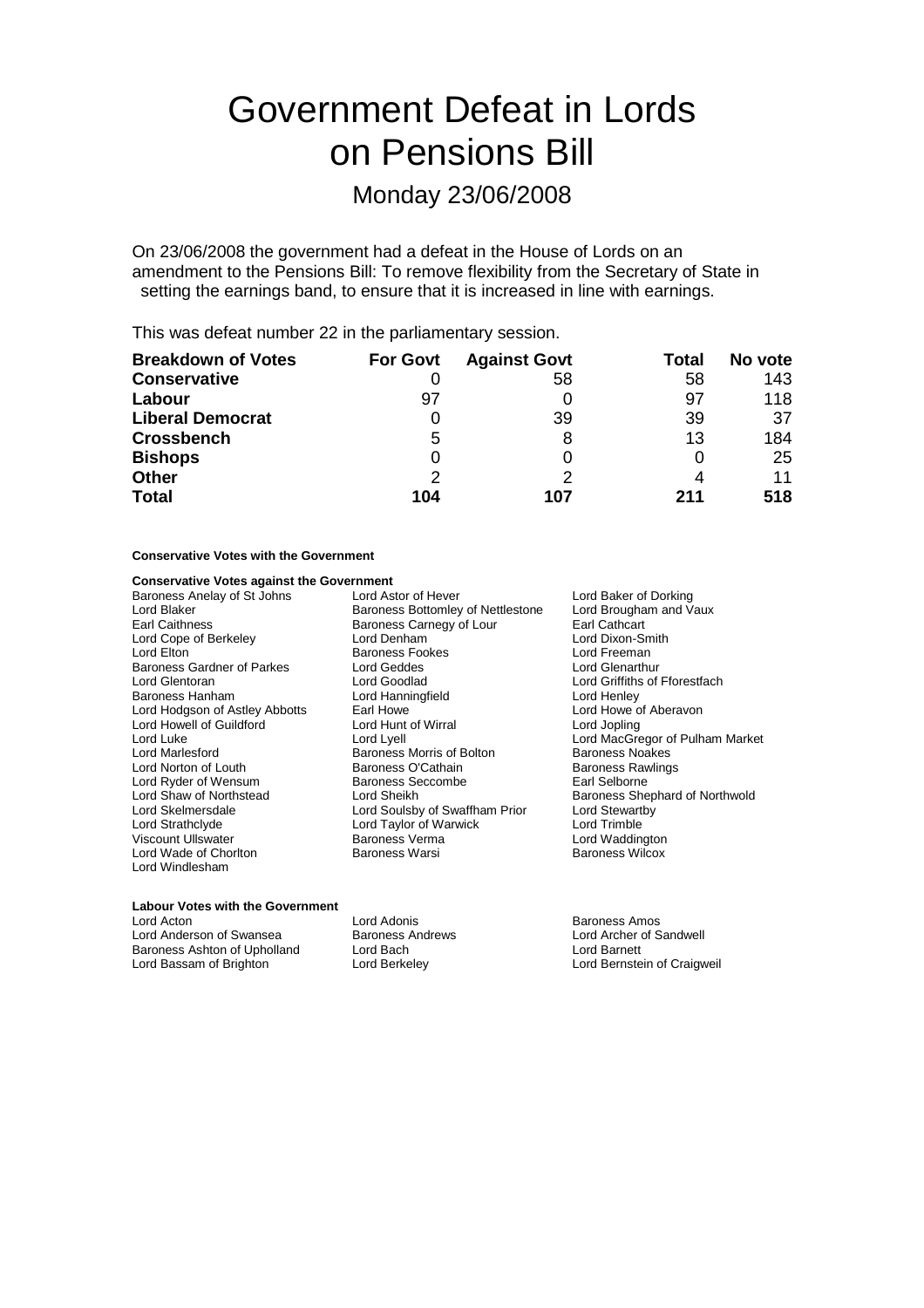# Government Defeat in Lords on Pensions Bill

## Monday 23/06/2008

On 23/06/2008 the government had a defeat in the House of Lords on an amendment to the Pensions Bill: To remove flexibility from the Secretary of State in setting the earnings band, to ensure that it is increased in line with earnings.

This was defeat number 22 in the parliamentary session.

| Breakdown of Votes | For Govt | Against Govt | Total | No vote |
|---|---|---|---|---|
| **Conservative** | 0 | 58 | 58 | 143 |
| **Labour** | 97 | 0 | 97 | 118 |
| **Liberal Democrat** | 0 | 39 | 39 | 37 |
| **Crossbench** | 5 | 8 | 13 | 184 |
| **Bishops** | 0 | 0 | 0 | 25 |
| **Other** | 2 | 2 | 4 | 11 |
| **Total** | 104 | 107 | 211 | 518 |

**Conservative Votes with the Government**

**Conservative Votes against the Government**

Baroness Anelay of St Johns
Lord Astor of Hever
Lord Baker of Dorking
Lord Blaker
Baroness Bottomley of Nettlestone
Lord Brougham and Vaux
Earl Caithness
Baroness Carnegy of Lour
Earl Cathcart
Lord Cope of Berkeley
Lord Denham
Lord Dixon-Smith
Lord Elton
Baroness Fookes
Lord Freeman
Baroness Gardner of Parkes
Lord Geddes
Lord Glenarthur
Lord Glentoran
Lord Goodlad
Lord Griffiths of Fforestfach
Baroness Hanham
Lord Hanningfield
Lord Henley
Lord Hodgson of Astley Abbotts
Earl Howe
Lord Howe of Aberavon
Lord Howell of Guildford
Lord Hunt of Wirral
Lord Jopling
Lord Luke
Lord Lyell
Lord MacGregor of Pulham Market
Lord Marlesford
Baroness Morris of Bolton
Baroness Noakes
Lord Norton of Louth
Baroness O'Cathain
Baroness Rawlings
Lord Ryder of Wensum
Baroness Seccombe
Earl Selborne
Lord Shaw of Northstead
Lord Sheikh
Baroness Shephard of Northwold
Lord Skelmersdale
Lord Soulsby of Swaffham Prior
Lord Stewartby
Lord Strathclyde
Lord Taylor of Warwick
Lord Trimble
Viscount Ullswater
Baroness Verma
Lord Waddington
Lord Wade of Chorlton
Baroness Warsi
Baroness Wilcox
Lord Windlesham

**Labour Votes with the Government**

Lord Acton
Lord Adonis
Baroness Amos
Lord Anderson of Swansea
Baroness Andrews
Lord Archer of Sandwell
Baroness Ashton of Upholland
Lord Bach
Lord Barnett
Lord Bassam of Brighton
Lord Berkeley
Lord Bernstein of Craigweil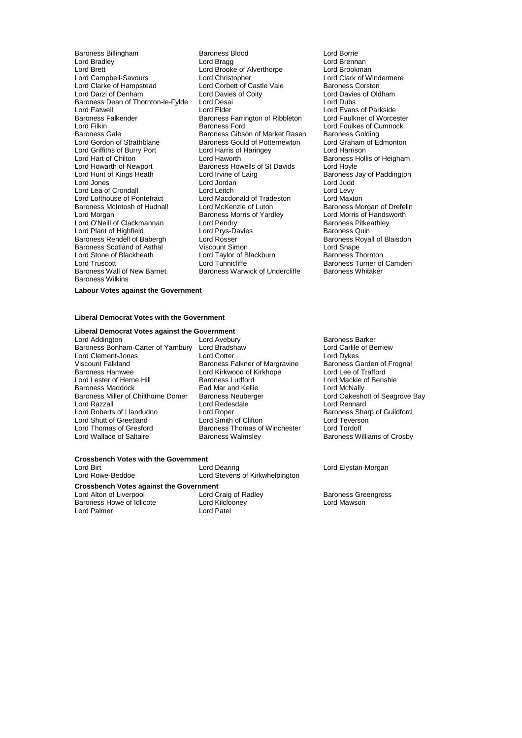Baroness Billingham
Baroness Blood
Lord Borrie
Lord Bradley
Lord Bragg
Lord Brennan
Lord Brett
Lord Brooke of Alverthorpe
Lord Brookman
Lord Campbell-Savours
Lord Christopher
Lord Clark of Windermere
Lord Clarke of Hampstead
Lord Corbett of Castle Vale
Baroness Corston
Lord Darzi of Denham
Lord Davies of Coity
Lord Davies of Oldham
Baroness Dean of Thornton-le-Fylde
Lord Desai
Lord Dubs
Lord Eatwell
Lord Elder
Lord Evans of Parkside
Baroness Falkender
Baroness Farrington of Ribbleton
Lord Faulkner of Worcester
Lord Filkin
Baroness Ford
Lord Foulkes of Cumnock
Baroness Gale
Baroness Gibson of Market Rasen
Baroness Golding
Lord Gordon of Strathblane
Baroness Gould of Potternewton
Lord Graham of Edmonton
Lord Griffiths of Burry Port
Lord Harris of Haringey
Lord Harrison
Lord Hart of Chilton
Lord Haworth
Baroness Hollis of Heigham
Lord Howarth of Newport
Baroness Howells of St Davids
Lord Hoyle
Lord Hunt of Kings Heath
Lord Irvine of Lairg
Baroness Jay of Paddington
Lord Jones
Lord Jordan
Lord Judd
Lord Lea of Crondall
Lord Leitch
Lord Levy
Lord Lofthouse of Pontefract
Lord Macdonald of Tradeston
Lord Maxton
Baroness McIntosh of Hudnall
Lord McKenzie of Luton
Baroness Morgan of Drefelin
Lord Morgan
Baroness Morris of Yardley
Lord Morris of Handsworth
Lord O'Neill of Clackmannan
Lord Pendry
Baroness Pitkeathley
Lord Plant of Highfield
Lord Prys-Davies
Baroness Quin
Baroness Rendell of Babergh
Lord Rosser
Baroness Royall of Blaisdon
Baroness Scotland of Asthal
Viscount Simon
Lord Snape
Lord Stone of Blackheath
Lord Taylor of Blackburn
Baroness Thornton
Lord Truscott
Lord Tunnicliffe
Baroness Turner of Camden
Baroness Wall of New Barnet
Baroness Warwick of Undercliffe
Baroness Whitaker
Baroness Wilkins

**Labour Votes against the Government**

**Liberal Democrat Votes with the Government**

**Liberal Democrat Votes against the Government**

Lord Addington
Lord Avebury
Baroness Barker
Baroness Bonham-Carter of Yarnbury
Lord Bradshaw
Lord Carlile of Berriew
Lord Clement-Jones
Lord Cotter
Lord Dykes
Viscount Falkland
Baroness Falkner of Margravine
Baroness Garden of Frognal
Baroness Hamwee
Lord Kirkwood of Kirkhope
Lord Lee of Trafford
Lord Lester of Herne Hill
Baroness Ludford
Lord Mackie of Benshie
Baroness Maddock
Earl Mar and Kellie
Lord McNally
Baroness Miller of Chilthorne Domer
Baroness Neuberger
Lord Oakeshott of Seagrove Bay
Lord Razzall
Lord Redesdale
Lord Rennard
Lord Roberts of Llandudno
Lord Roper
Baroness Sharp of Guildford
Lord Shutt of Greetland
Lord Smith of Clifton
Lord Teverson
Lord Thomas of Gresford
Baroness Thomas of Winchester
Lord Tordoff
Lord Wallace of Saltaire
Baroness Walmsley
Baroness Williams of Crosby

**Crossbench Votes with the Government**

Lord Birt
Lord Dearing
Lord Elystan-Morgan
Lord Rowe-Beddoe
Lord Stevens of Kirkwhelpington

**Crossbench Votes against the Government**

Lord Alton of Liverpool
Lord Craig of Radley
Baroness Greengross
Baroness Howe of Idlicote
Lord Kilclooney
Lord Mawson
Lord Palmer
Lord Patel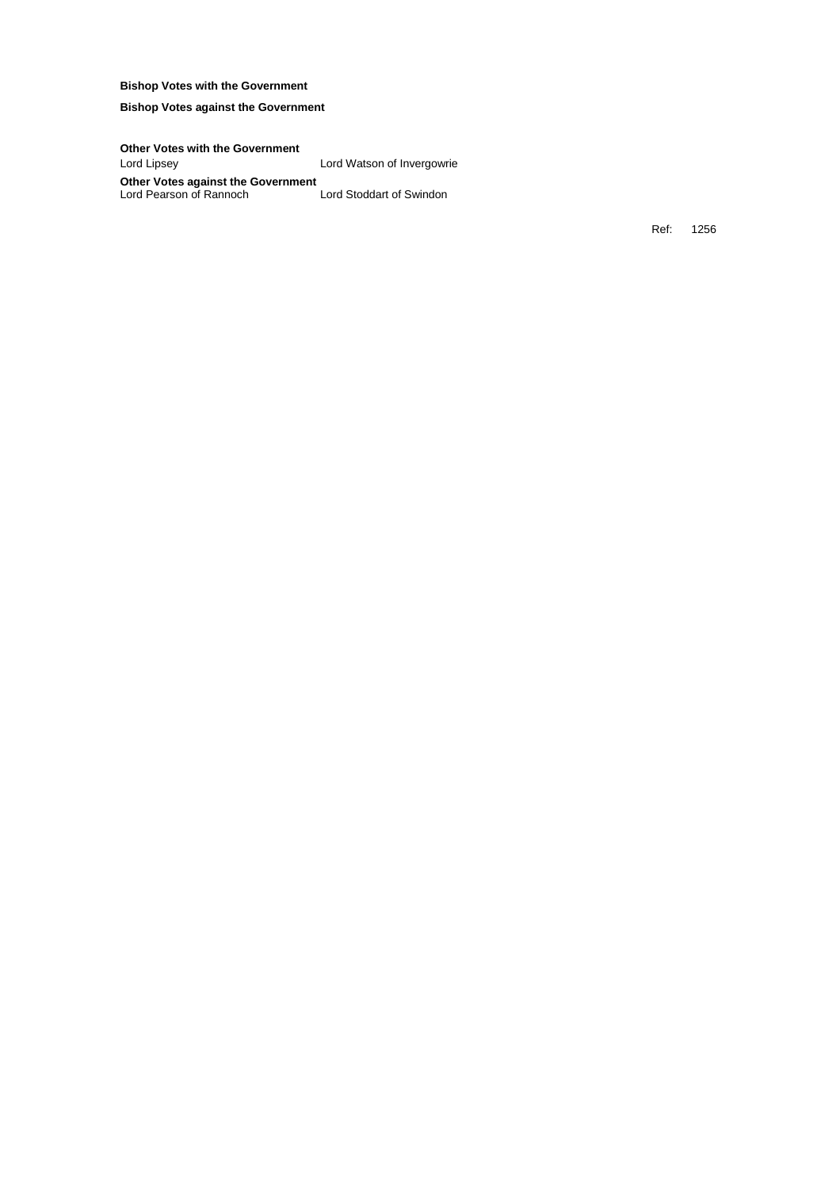**Bishop Votes with the Government**

**Bishop Votes against the Government**

**Other Votes with the Government**

| | |
|---|---|
| Lord Lipsey | Lord Watson of Invergowrie |

**Other Votes against the Government**

| | |
|---|---|
| Lord Pearson of Rannoch | Lord Stoddart of Swindon |

Ref: 1256